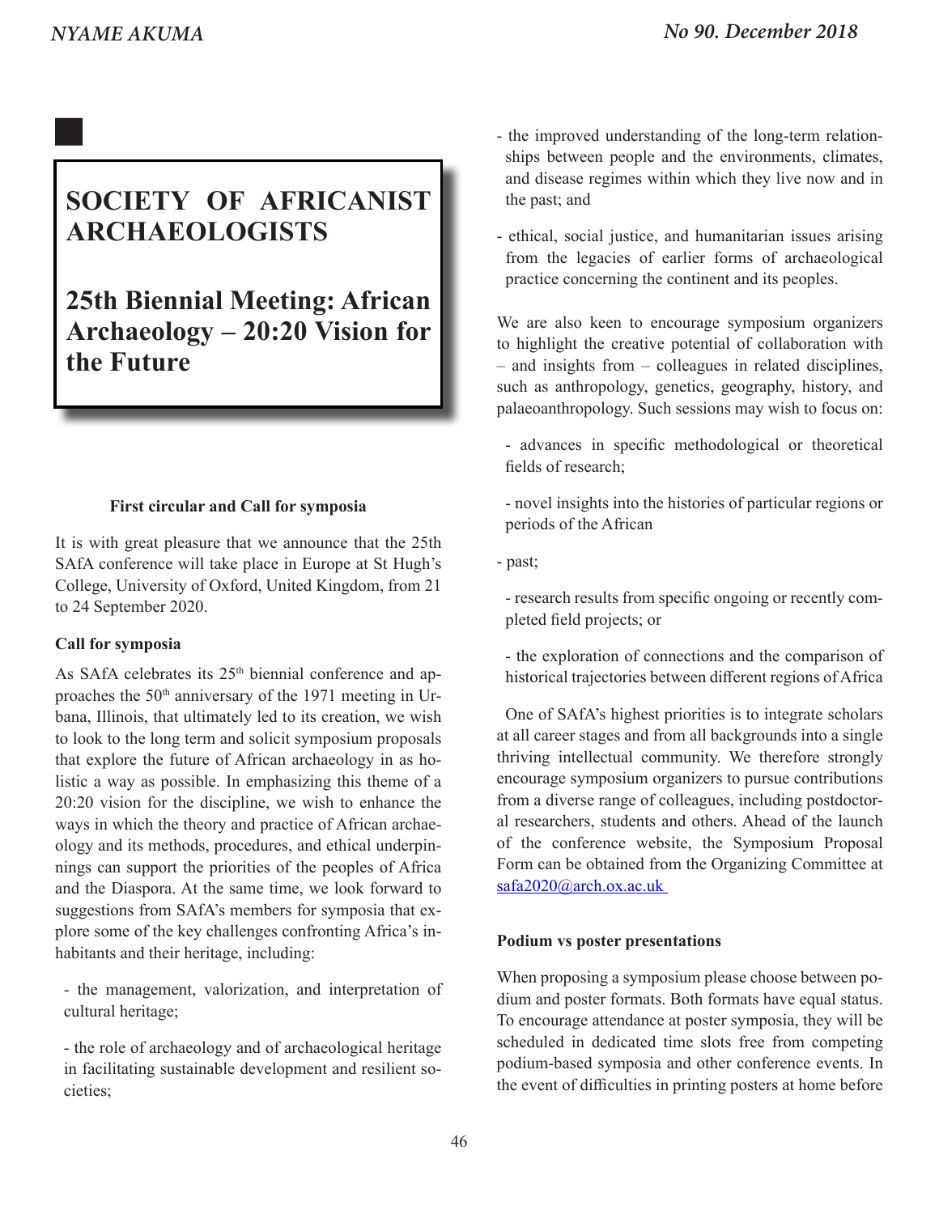# SOCIETY OF AFRICANIST ARCHAEOLOGISTS

## 25th Biennial Meeting: African Archaeology – 20:20 Vision for the Future

**First circular and Call for symposia**

It is with great pleasure that we announce that the 25th SAfA conference will take place in Europe at St Hugh's College, University of Oxford, United Kingdom, from 21 to 24 September 2020.

**Call for symposia**

As SAfA celebrates its 25th biennial conference and approaches the 50th anniversary of the 1971 meeting in Urbana, Illinois, that ultimately led to its creation, we wish to look to the long term and solicit symposium proposals that explore the future of African archaeology in as holistic a way as possible. In emphasizing this theme of a 20:20 vision for the discipline, we wish to enhance the ways in which the theory and practice of African archaeology and its methods, procedures, and ethical underpinnings can support the priorities of the peoples of Africa and the Diaspora. At the same time, we look forward to suggestions from SAfA's members for symposia that explore some of the key challenges confronting Africa's inhabitants and their heritage, including:

- the management, valorization, and interpretation of cultural heritage;

- the role of archaeology and of archaeological heritage in facilitating sustainable development and resilient societies;

- the improved understanding of the long-term relationships between people and the environments, climates, and disease regimes within which they live now and in the past; and

- ethical, social justice, and humanitarian issues arising from the legacies of earlier forms of archaeological practice concerning the continent and its peoples.

We are also keen to encourage symposium organizers to highlight the creative potential of collaboration with – and insights from – colleagues in related disciplines, such as anthropology, genetics, geography, history, and palaeoanthropology. Such sessions may wish to focus on:

- advances in specific methodological or theoretical fields of research;

- novel insights into the histories of particular regions or periods of the African

- past;

- research results from specific ongoing or recently completed field projects; or

- the exploration of connections and the comparison of historical trajectories between different regions of Africa

One of SAfA's highest priorities is to integrate scholars at all career stages and from all backgrounds into a single thriving intellectual community. We therefore strongly encourage symposium organizers to pursue contributions from a diverse range of colleagues, including postdoctoral researchers, students and others. Ahead of the launch of the conference website, the Symposium Proposal Form can be obtained from the Organizing Committee at safa2020@arch.ox.ac.uk

**Podium vs poster presentations**

When proposing a symposium please choose between podium and poster formats. Both formats have equal status. To encourage attendance at poster symposia, they will be scheduled in dedicated time slots free from competing podium-based symposia and other conference events. In the event of difficulties in printing posters at home before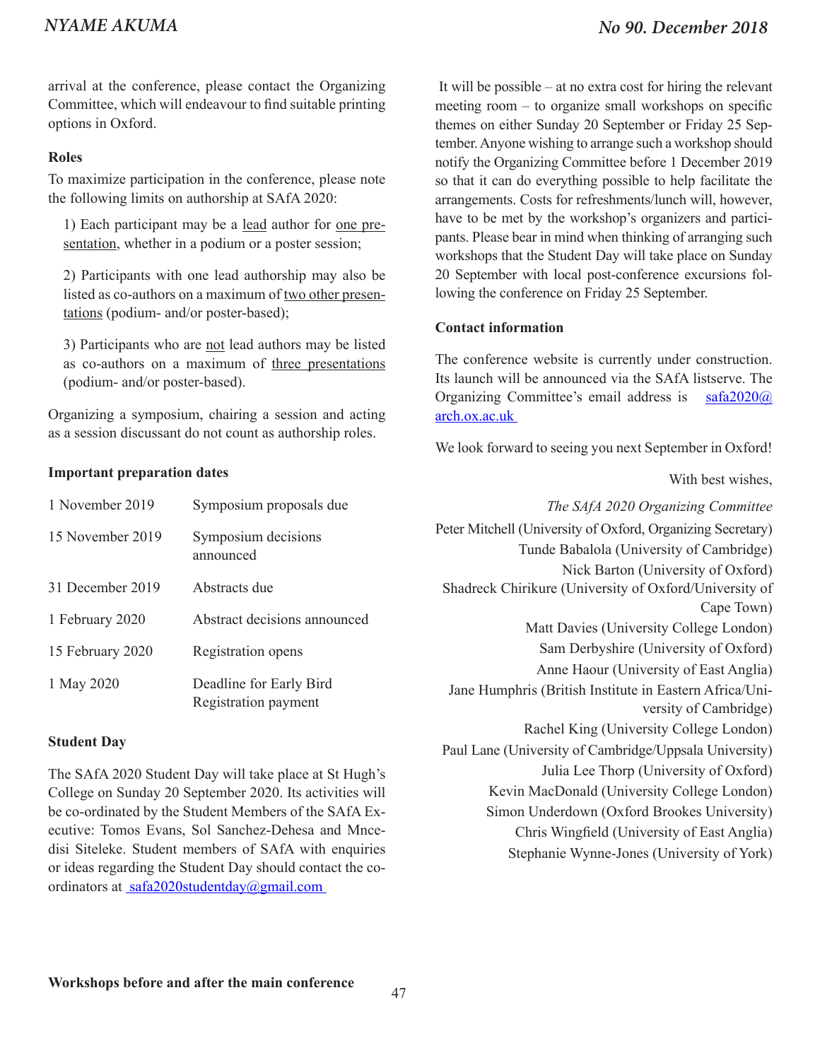arrival at the conference, please contact the Organizing Committee, which will endeavour to find suitable printing options in Oxford.

### Roles

To maximize participation in the conference, please note the following limits on authorship at SAfA 2020:

1) Each participant may be a lead author for one presentation, whether in a podium or a poster session;

2) Participants with one lead authorship may also be listed as co-authors on a maximum of two other presentations (podium- and/or poster-based);

3) Participants who are not lead authors may be listed as co-authors on a maximum of three presentations (podium- and/or poster-based).

Organizing a symposium, chairing a session and acting as a session discussant do not count as authorship roles.

### Important preparation dates

| | |
|---|---|
| 1 November 2019 | Symposium proposals due |
| 15 November 2019 | Symposium decisions announced |
| 31 December 2019 | Abstracts due |
| 1 February 2020 | Abstract decisions announced |
| 15 February 2020 | Registration opens |
| 1 May 2020 | Deadline for Early Bird Registration payment |

### Student Day

The SAfA 2020 Student Day will take place at St Hugh's College on Sunday 20 September 2020. Its activities will be co-ordinated by the Student Members of the SAfA Executive: Tomos Evans, Sol Sanchez-Dehesa and Mncedisi Siteleke. Student members of SAfA with enquiries or ideas regarding the Student Day should contact the coordinators at safa2020studentday@gmail.com

### Workshops before and after the main conference

It will be possible – at no extra cost for hiring the relevant meeting room – to organize small workshops on specific themes on either Sunday 20 September or Friday 25 September. Anyone wishing to arrange such a workshop should notify the Organizing Committee before 1 December 2019 so that it can do everything possible to help facilitate the arrangements. Costs for refreshments/lunch will, however, have to be met by the workshop's organizers and participants. Please bear in mind when thinking of arranging such workshops that the Student Day will take place on Sunday 20 September with local post-conference excursions following the conference on Friday 25 September.

### Contact information

The conference website is currently under construction. Its launch will be announced via the SAfA listserve. The Organizing Committee's email address is safa2020@arch.ox.ac.uk

We look forward to seeing you next September in Oxford!

With best wishes,

*The SAfA 2020 Organizing Committee*

Peter Mitchell (University of Oxford, Organizing Secretary)
Tunde Babalola (University of Cambridge)
Nick Barton (University of Oxford)
Shadreck Chirikure (University of Oxford/University of Cape Town)
Matt Davies (University College London)
Sam Derbyshire (University of Oxford)
Anne Haour (University of East Anglia)
Jane Humphris (British Institute in Eastern Africa/University of Cambridge)
Rachel King (University College London)
Paul Lane (University of Cambridge/Uppsala University)
Julia Lee Thorp (University of Oxford)
Kevin MacDonald (University College London)
Simon Underdown (Oxford Brookes University)
Chris Wingfield (University of East Anglia)
Stephanie Wynne-Jones (University of York)